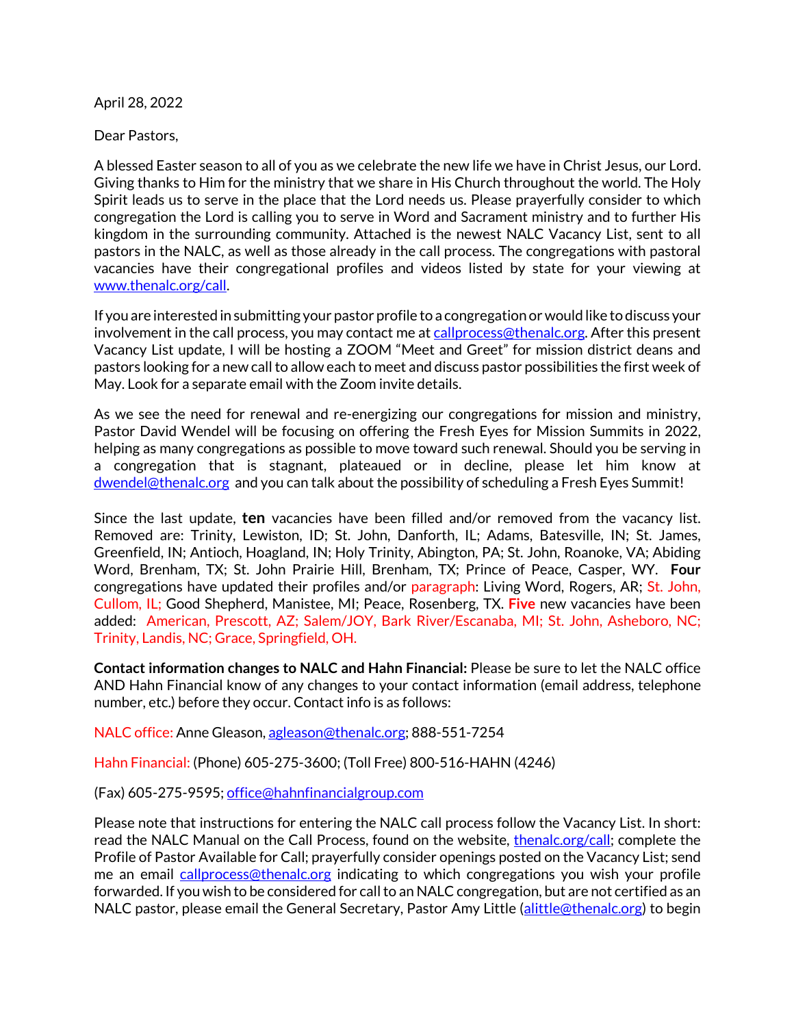April 28, 2022

Dear Pastors,

A blessed Easter season to all of you as we celebrate the new life we have in Christ Jesus, our Lord. Giving thanks to Him for the ministry that we share in His Church throughout the world. The Holy Spirit leads us to serve in the place that the Lord needs us. Please prayerfully consider to which congregation the Lord is calling you to serve in Word and Sacrament ministry and to further His kingdom in the surrounding community. Attached is the newest NALC Vacancy List, sent to all pastors in the NALC, as well as those already in the call process. The congregations with pastoral vacancies have their congregational profiles and videos listed by state for your viewing at www.thenalc.org/call.

If you are interested in submitting your pastor profile to a congregation or would like to discuss your involvement in the call process, you may contact me at callprocess@thenalc.org. After this present Vacancy List update, I will be hosting a ZOOM "Meet and Greet" for mission district deans and pastors looking for a new call to allow each to meet and discuss pastor possibilities the first week of May. Look for a separate email with the Zoom invite details.

As we see the need for renewal and re-energizing our congregations for mission and ministry, Pastor David Wendel will be focusing on offering the Fresh Eyes for Mission Summits in 2022, helping as many congregations as possible to move toward such renewal. Should you be serving in a congregation that is stagnant, plateaued or in decline, please let him know at dwendel@thenalc.org and you can talk about the possibility of scheduling a Fresh Eyes Summit!

Since the last update, **ten** vacancies have been filled and/or removed from the vacancy list. Removed are: Trinity, Lewiston, ID; St. John, Danforth, IL; Adams, Batesville, IN; St. James, Greenfield, IN; Antioch, Hoagland, IN; Holy Trinity, Abington, PA; St. John, Roanoke, VA; Abiding Word, Brenham, TX; St. John Prairie Hill, Brenham, TX; Prince of Peace, Casper, WY. **Four** congregations have updated their profiles and/or paragraph: Living Word, Rogers, AR; St. John, Cullom, IL; Good Shepherd, Manistee, MI; Peace, Rosenberg, TX. **Five** new vacancies have been added: American, Prescott, AZ; Salem/JOY, Bark River/Escanaba, MI; St. John, Asheboro, NC; Trinity, Landis, NC; Grace, Springfield, OH.

**Contact information changes to NALC and Hahn Financial:** Please be sure to let the NALC office AND Hahn Financial know of any changes to your contact information (email address, telephone number, etc.) before they occur. Contact info is as follows:

NALC office: Anne Gleason, agleason@thenalc.org; 888-551-7254

Hahn Financial: (Phone) 605-275-3600; (Toll Free) 800-516-HAHN (4246)

(Fax) 605-275-9595; office@hahnfinancialgroup.com

Please note that instructions for entering the NALC call process follow the Vacancy List. In short: read the NALC Manual on the Call Process, found on the website, thenalc.org/call; complete the Profile of Pastor Available for Call; prayerfully consider openings posted on the Vacancy List; send me an email callprocess@thenalc.org indicating to which congregations you wish your profile forwarded. If you wish to be considered for call to an NALC congregation, but are not certified as an NALC pastor, please email the General Secretary, Pastor Amy Little (alittle@thenalc.org) to begin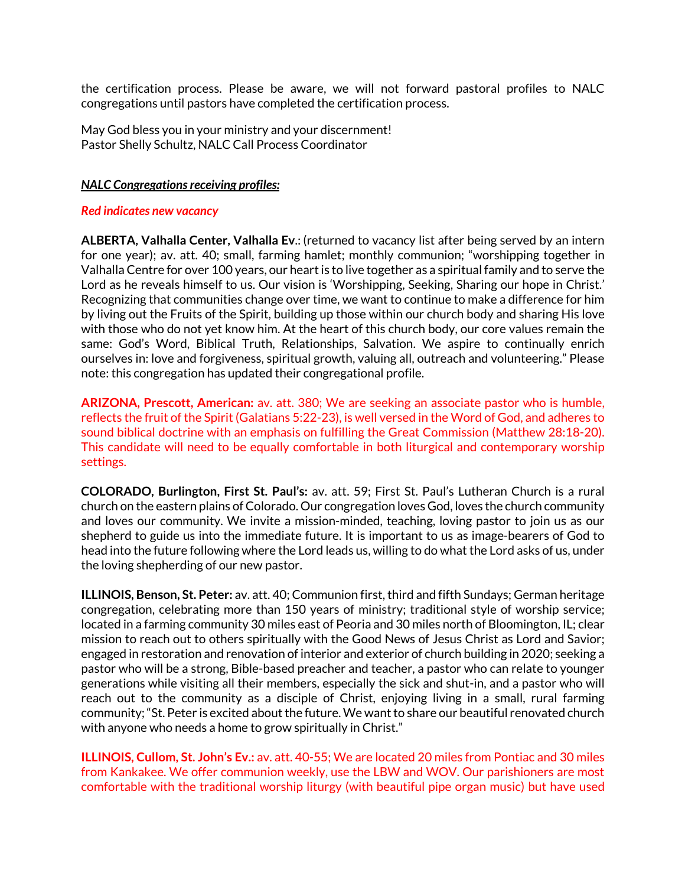the certification process. Please be aware, we will not forward pastoral profiles to NALC congregations until pastors have completed the certification process.

May God bless you in your ministry and your discernment!
Pastor Shelly Schultz, NALC Call Process Coordinator

***NALC Congregations receiving profiles:***

***Red indicates new vacancy***

**ALBERTA, Valhalla Center, Valhalla Ev**.: (returned to vacancy list after being served by an intern for one year); av. att. 40; small, farming hamlet; monthly communion; "worshipping together in Valhalla Centre for over 100 years, our heart is to live together as a spiritual family and to serve the Lord as he reveals himself to us. Our vision is 'Worshipping, Seeking, Sharing our hope in Christ.' Recognizing that communities change over time, we want to continue to make a difference for him by living out the Fruits of the Spirit, building up those within our church body and sharing His love with those who do not yet know him. At the heart of this church body, our core values remain the same: God's Word, Biblical Truth, Relationships, Salvation. We aspire to continually enrich ourselves in: love and forgiveness, spiritual growth, valuing all, outreach and volunteering." Please note: this congregation has updated their congregational profile.

**ARIZONA, Prescott, American:** av. att. 380; We are seeking an associate pastor who is humble, reflects the fruit of the Spirit (Galatians 5:22-23), is well versed in the Word of God, and adheres to sound biblical doctrine with an emphasis on fulfilling the Great Commission (Matthew 28:18-20). This candidate will need to be equally comfortable in both liturgical and contemporary worship settings.

**COLORADO, Burlington, First St. Paul's:** av. att. 59; First St. Paul's Lutheran Church is a rural church on the eastern plains of Colorado. Our congregation loves God, loves the church community and loves our community. We invite a mission-minded, teaching, loving pastor to join us as our shepherd to guide us into the immediate future. It is important to us as image-bearers of God to head into the future following where the Lord leads us, willing to do what the Lord asks of us, under the loving shepherding of our new pastor.

**ILLINOIS, Benson, St. Peter:** av. att. 40; Communion first, third and fifth Sundays; German heritage congregation, celebrating more than 150 years of ministry; traditional style of worship service; located in a farming community 30 miles east of Peoria and 30 miles north of Bloomington, IL; clear mission to reach out to others spiritually with the Good News of Jesus Christ as Lord and Savior; engaged in restoration and renovation of interior and exterior of church building in 2020; seeking a pastor who will be a strong, Bible-based preacher and teacher, a pastor who can relate to younger generations while visiting all their members, especially the sick and shut-in, and a pastor who will reach out to the community as a disciple of Christ, enjoying living in a small, rural farming community; "St. Peter is excited about the future. We want to share our beautiful renovated church with anyone who needs a home to grow spiritually in Christ."

**ILLINOIS, Cullom, St. John's Ev.:** av. att. 40-55; We are located 20 miles from Pontiac and 30 miles from Kankakee. We offer communion weekly, use the LBW and WOV. Our parishioners are most comfortable with the traditional worship liturgy (with beautiful pipe organ music) but have used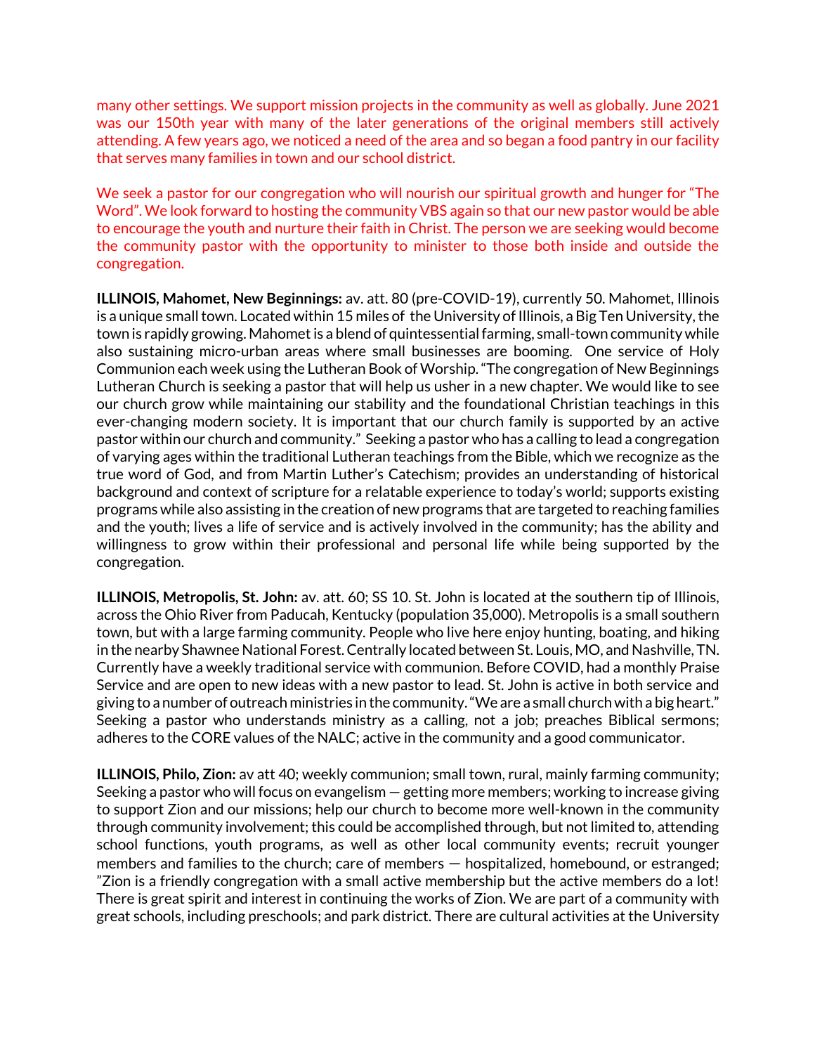many other settings. We support mission projects in the community as well as globally. June 2021 was our 150th year with many of the later generations of the original members still actively attending. A few years ago, we noticed a need of the area and so began a food pantry in our facility that serves many families in town and our school district.

We seek a pastor for our congregation who will nourish our spiritual growth and hunger for "The Word". We look forward to hosting the community VBS again so that our new pastor would be able to encourage the youth and nurture their faith in Christ. The person we are seeking would become the community pastor with the opportunity to minister to those both inside and outside the congregation.

**ILLINOIS, Mahomet, New Beginnings:** av. att. 80 (pre-COVID-19), currently 50. Mahomet, Illinois is a unique small town. Located within 15 miles of the University of Illinois, a Big Ten University, the town is rapidly growing. Mahomet is a blend of quintessential farming, small-town community while also sustaining micro-urban areas where small businesses are booming. One service of Holy Communion each week using the Lutheran Book of Worship. "The congregation of New Beginnings Lutheran Church is seeking a pastor that will help us usher in a new chapter. We would like to see our church grow while maintaining our stability and the foundational Christian teachings in this ever-changing modern society. It is important that our church family is supported by an active pastor within our church and community." Seeking a pastor who has a calling to lead a congregation of varying ages within the traditional Lutheran teachings from the Bible, which we recognize as the true word of God, and from Martin Luther's Catechism; provides an understanding of historical background and context of scripture for a relatable experience to today's world; supports existing programs while also assisting in the creation of new programs that are targeted to reaching families and the youth; lives a life of service and is actively involved in the community; has the ability and willingness to grow within their professional and personal life while being supported by the congregation.

**ILLINOIS, Metropolis, St. John:** av. att. 60; SS 10. St. John is located at the southern tip of Illinois, across the Ohio River from Paducah, Kentucky (population 35,000). Metropolis is a small southern town, but with a large farming community. People who live here enjoy hunting, boating, and hiking in the nearby Shawnee National Forest. Centrally located between St. Louis, MO, and Nashville, TN. Currently have a weekly traditional service with communion. Before COVID, had a monthly Praise Service and are open to new ideas with a new pastor to lead. St. John is active in both service and giving to a number of outreach ministries in the community. "We are a small church with a big heart." Seeking a pastor who understands ministry as a calling, not a job; preaches Biblical sermons; adheres to the CORE values of the NALC; active in the community and a good communicator.

**ILLINOIS, Philo, Zion:** av att 40; weekly communion; small town, rural, mainly farming community; Seeking a pastor who will focus on evangelism — getting more members; working to increase giving to support Zion and our missions; help our church to become more well-known in the community through community involvement; this could be accomplished through, but not limited to, attending school functions, youth programs, as well as other local community events; recruit younger members and families to the church; care of members — hospitalized, homebound, or estranged; "Zion is a friendly congregation with a small active membership but the active members do a lot! There is great spirit and interest in continuing the works of Zion. We are part of a community with great schools, including preschools; and park district. There are cultural activities at the University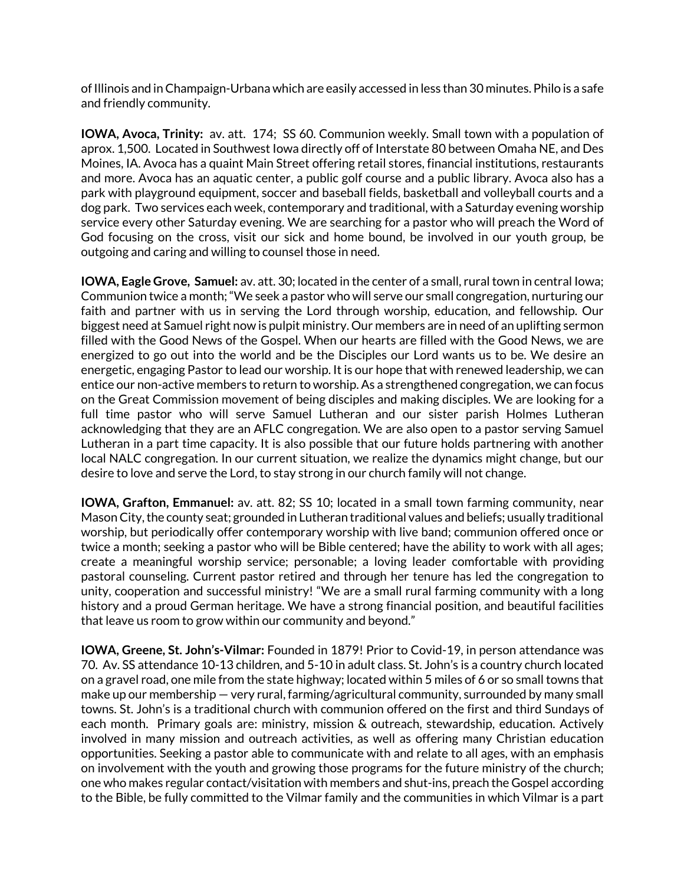of Illinois and in Champaign-Urbana which are easily accessed in less than 30 minutes. Philo is a safe and friendly community.

**IOWA, Avoca, Trinity:** av. att. 174; SS 60. Communion weekly. Small town with a population of aprox. 1,500. Located in Southwest Iowa directly off of Interstate 80 between Omaha NE, and Des Moines, IA. Avoca has a quaint Main Street offering retail stores, financial institutions, restaurants and more. Avoca has an aquatic center, a public golf course and a public library. Avoca also has a park with playground equipment, soccer and baseball fields, basketball and volleyball courts and a dog park. Two services each week, contemporary and traditional, with a Saturday evening worship service every other Saturday evening. We are searching for a pastor who will preach the Word of God focusing on the cross, visit our sick and home bound, be involved in our youth group, be outgoing and caring and willing to counsel those in need.

**IOWA, Eagle Grove, Samuel:** av. att. 30; located in the center of a small, rural town in central Iowa; Communion twice a month; "We seek a pastor who will serve our small congregation, nurturing our faith and partner with us in serving the Lord through worship, education, and fellowship. Our biggest need at Samuel right now is pulpit ministry. Our members are in need of an uplifting sermon filled with the Good News of the Gospel. When our hearts are filled with the Good News, we are energized to go out into the world and be the Disciples our Lord wants us to be. We desire an energetic, engaging Pastor to lead our worship. It is our hope that with renewed leadership, we can entice our non-active members to return to worship. As a strengthened congregation, we can focus on the Great Commission movement of being disciples and making disciples. We are looking for a full time pastor who will serve Samuel Lutheran and our sister parish Holmes Lutheran acknowledging that they are an AFLC congregation. We are also open to a pastor serving Samuel Lutheran in a part time capacity. It is also possible that our future holds partnering with another local NALC congregation. In our current situation, we realize the dynamics might change, but our desire to love and serve the Lord, to stay strong in our church family will not change.

**IOWA, Grafton, Emmanuel:** av. att. 82; SS 10; located in a small town farming community, near Mason City, the county seat; grounded in Lutheran traditional values and beliefs; usually traditional worship, but periodically offer contemporary worship with live band; communion offered once or twice a month; seeking a pastor who will be Bible centered; have the ability to work with all ages; create a meaningful worship service; personable; a loving leader comfortable with providing pastoral counseling. Current pastor retired and through her tenure has led the congregation to unity, cooperation and successful ministry! "We are a small rural farming community with a long history and a proud German heritage. We have a strong financial position, and beautiful facilities that leave us room to grow within our community and beyond."

**IOWA, Greene, St. John's-Vilmar:** Founded in 1879! Prior to Covid-19, in person attendance was 70. Av. SS attendance 10-13 children, and 5-10 in adult class. St. John's is a country church located on a gravel road, one mile from the state highway; located within 5 miles of 6 or so small towns that make up our membership — very rural, farming/agricultural community, surrounded by many small towns. St. John's is a traditional church with communion offered on the first and third Sundays of each month. Primary goals are: ministry, mission & outreach, stewardship, education. Actively involved in many mission and outreach activities, as well as offering many Christian education opportunities. Seeking a pastor able to communicate with and relate to all ages, with an emphasis on involvement with the youth and growing those programs for the future ministry of the church; one who makes regular contact/visitation with members and shut-ins, preach the Gospel according to the Bible, be fully committed to the Vilmar family and the communities in which Vilmar is a part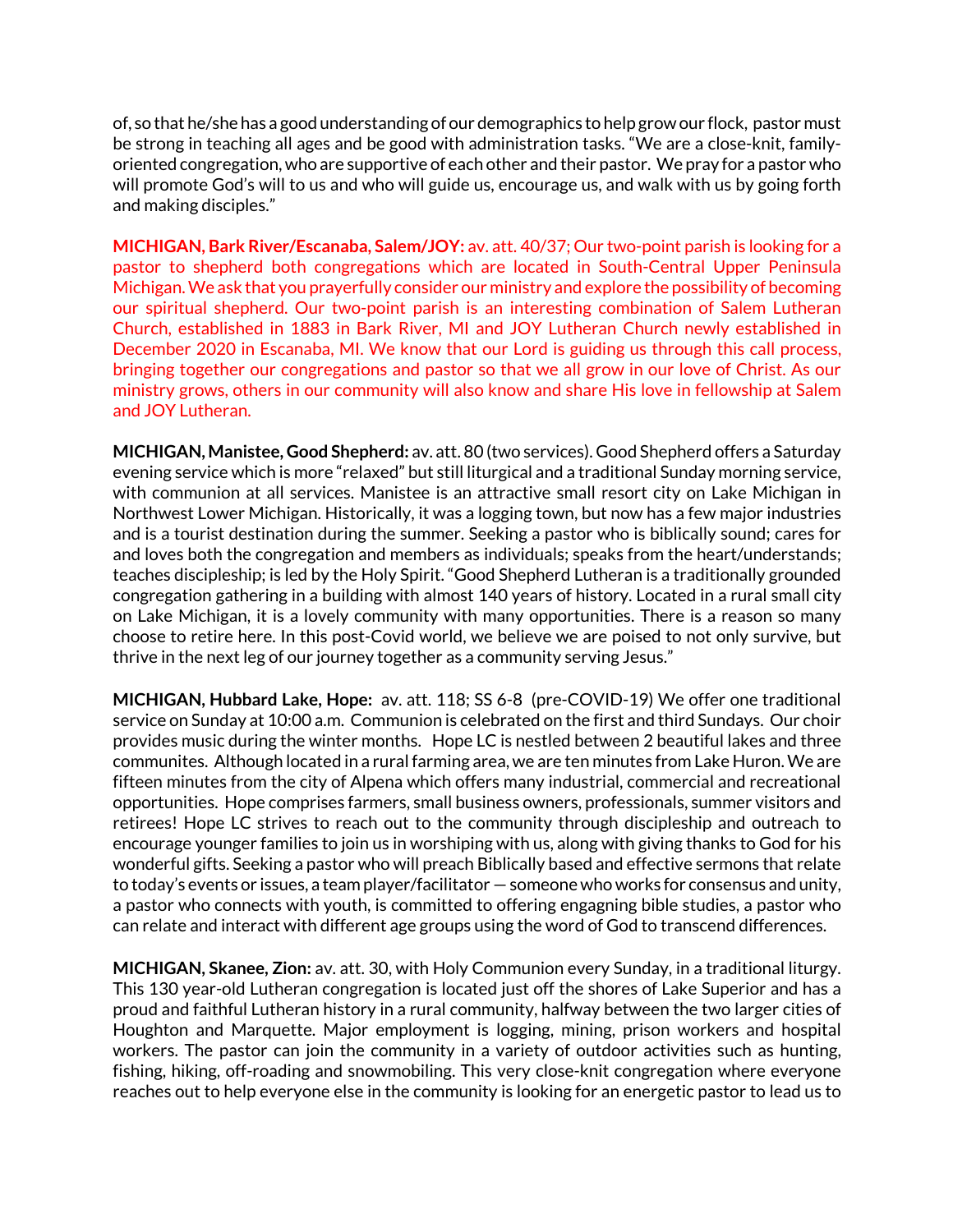of, so that he/she has a good understanding of our demographics to help grow our flock, pastor must be strong in teaching all ages and be good with administration tasks. "We are a close-knit, family-oriented congregation, who are supportive of each other and their pastor. We pray for a pastor who will promote God's will to us and who will guide us, encourage us, and walk with us by going forth and making disciples."

**MICHIGAN, Bark River/Escanaba, Salem/JOY:** av. att. 40/37; Our two-point parish is looking for a pastor to shepherd both congregations which are located in South-Central Upper Peninsula Michigan. We ask that you prayerfully consider our ministry and explore the possibility of becoming our spiritual shepherd. Our two-point parish is an interesting combination of Salem Lutheran Church, established in 1883 in Bark River, MI and JOY Lutheran Church newly established in December 2020 in Escanaba, MI. We know that our Lord is guiding us through this call process, bringing together our congregations and pastor so that we all grow in our love of Christ. As our ministry grows, others in our community will also know and share His love in fellowship at Salem and JOY Lutheran.

**MICHIGAN, Manistee, Good Shepherd:** av. att. 80 (two services). Good Shepherd offers a Saturday evening service which is more "relaxed" but still liturgical and a traditional Sunday morning service, with communion at all services. Manistee is an attractive small resort city on Lake Michigan in Northwest Lower Michigan. Historically, it was a logging town, but now has a few major industries and is a tourist destination during the summer. Seeking a pastor who is biblically sound; cares for and loves both the congregation and members as individuals; speaks from the heart/understands; teaches discipleship; is led by the Holy Spirit. "Good Shepherd Lutheran is a traditionally grounded congregation gathering in a building with almost 140 years of history. Located in a rural small city on Lake Michigan, it is a lovely community with many opportunities. There is a reason so many choose to retire here. In this post-Covid world, we believe we are poised to not only survive, but thrive in the next leg of our journey together as a community serving Jesus."

**MICHIGAN, Hubbard Lake, Hope:** av. att. 118; SS 6-8 (pre-COVID-19) We offer one traditional service on Sunday at 10:00 a.m. Communion is celebrated on the first and third Sundays. Our choir provides music during the winter months. Hope LC is nestled between 2 beautiful lakes and three communites. Although located in a rural farming area, we are ten minutes from Lake Huron. We are fifteen minutes from the city of Alpena which offers many industrial, commercial and recreational opportunities. Hope comprises farmers, small business owners, professionals, summer visitors and retirees! Hope LC strives to reach out to the community through discipleship and outreach to encourage younger families to join us in worshiping with us, along with giving thanks to God for his wonderful gifts. Seeking a pastor who will preach Biblically based and effective sermons that relate to today's events or issues, a team player/facilitator — someone who works for consensus and unity, a pastor who connects with youth, is committed to offering engagning bible studies, a pastor who can relate and interact with different age groups using the word of God to transcend differences.

**MICHIGAN, Skanee, Zion:** av. att. 30, with Holy Communion every Sunday, in a traditional liturgy. This 130 year-old Lutheran congregation is located just off the shores of Lake Superior and has a proud and faithful Lutheran history in a rural community, halfway between the two larger cities of Houghton and Marquette. Major employment is logging, mining, prison workers and hospital workers. The pastor can join the community in a variety of outdoor activities such as hunting, fishing, hiking, off-roading and snowmobiling. This very close-knit congregation where everyone reaches out to help everyone else in the community is looking for an energetic pastor to lead us to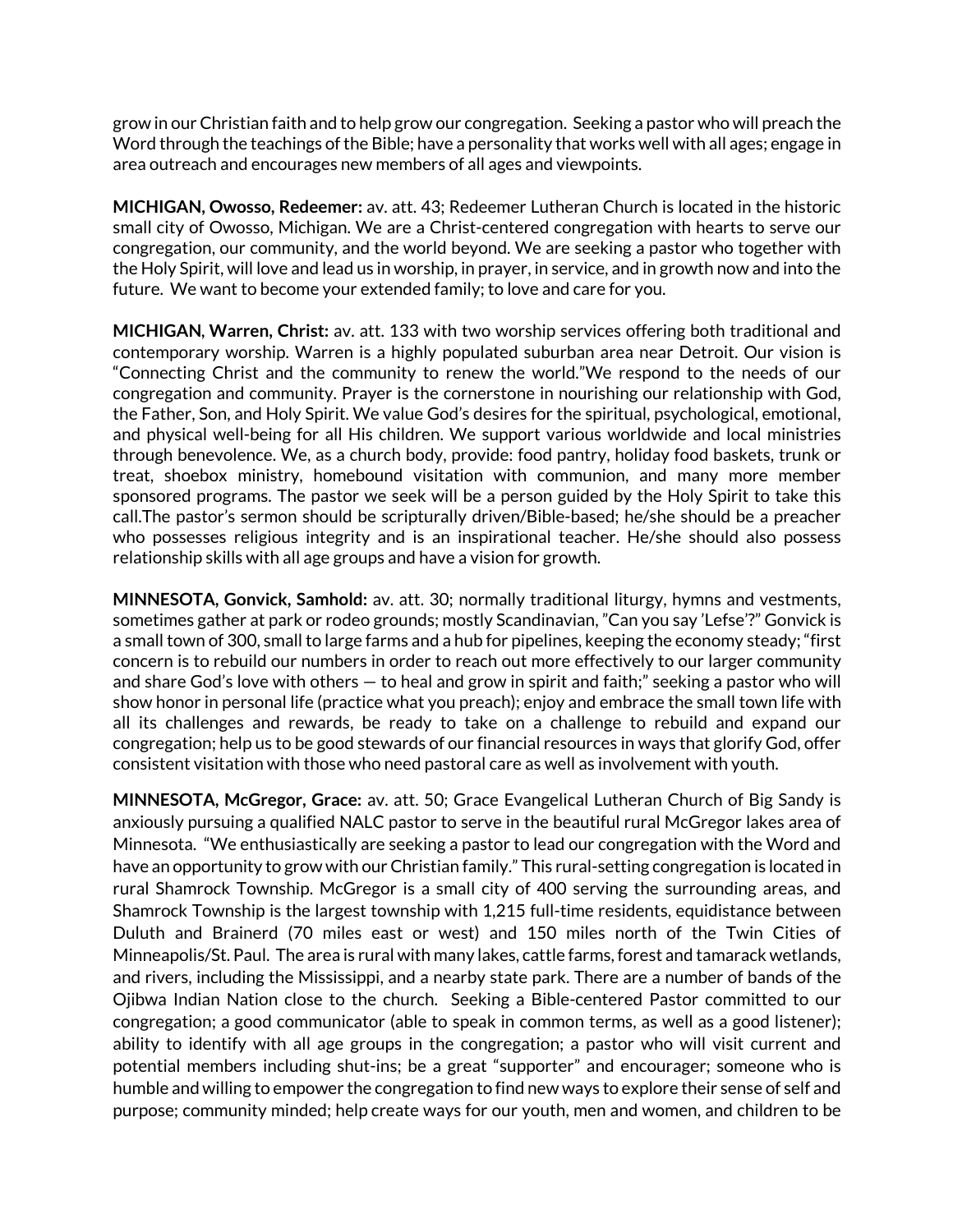grow in our Christian faith and to help grow our congregation. Seeking a pastor who will preach the Word through the teachings of the Bible; have a personality that works well with all ages; engage in area outreach and encourages new members of all ages and viewpoints.

**MICHIGAN, Owosso, Redeemer:** av. att. 43; Redeemer Lutheran Church is located in the historic small city of Owosso, Michigan. We are a Christ-centered congregation with hearts to serve our congregation, our community, and the world beyond. We are seeking a pastor who together with the Holy Spirit, will love and lead us in worship, in prayer, in service, and in growth now and into the future. We want to become your extended family; to love and care for you.

**MICHIGAN, Warren, Christ:** av. att. 133 with two worship services offering both traditional and contemporary worship. Warren is a highly populated suburban area near Detroit. Our vision is "Connecting Christ and the community to renew the world."We respond to the needs of our congregation and community. Prayer is the cornerstone in nourishing our relationship with God, the Father, Son, and Holy Spirit. We value God's desires for the spiritual, psychological, emotional, and physical well-being for all His children. We support various worldwide and local ministries through benevolence. We, as a church body, provide: food pantry, holiday food baskets, trunk or treat, shoebox ministry, homebound visitation with communion, and many more member sponsored programs. The pastor we seek will be a person guided by the Holy Spirit to take this call.The pastor's sermon should be scripturally driven/Bible-based; he/she should be a preacher who possesses religious integrity and is an inspirational teacher. He/she should also possess relationship skills with all age groups and have a vision for growth.

**MINNESOTA, Gonvick, Samhold:** av. att. 30; normally traditional liturgy, hymns and vestments, sometimes gather at park or rodeo grounds; mostly Scandinavian, "Can you say 'Lefse'?" Gonvick is a small town of 300, small to large farms and a hub for pipelines, keeping the economy steady; "first concern is to rebuild our numbers in order to reach out more effectively to our larger community and share God's love with others — to heal and grow in spirit and faith;" seeking a pastor who will show honor in personal life (practice what you preach); enjoy and embrace the small town life with all its challenges and rewards, be ready to take on a challenge to rebuild and expand our congregation; help us to be good stewards of our financial resources in ways that glorify God, offer consistent visitation with those who need pastoral care as well as involvement with youth.

**MINNESOTA, McGregor, Grace:** av. att. 50; Grace Evangelical Lutheran Church of Big Sandy is anxiously pursuing a qualified NALC pastor to serve in the beautiful rural McGregor lakes area of Minnesota. "We enthusiastically are seeking a pastor to lead our congregation with the Word and have an opportunity to grow with our Christian family." This rural-setting congregation is located in rural Shamrock Township. McGregor is a small city of 400 serving the surrounding areas, and Shamrock Township is the largest township with 1,215 full-time residents, equidistance between Duluth and Brainerd (70 miles east or west) and 150 miles north of the Twin Cities of Minneapolis/St. Paul. The area is rural with many lakes, cattle farms, forest and tamarack wetlands, and rivers, including the Mississippi, and a nearby state park. There are a number of bands of the Ojibwa Indian Nation close to the church. Seeking a Bible-centered Pastor committed to our congregation; a good communicator (able to speak in common terms, as well as a good listener); ability to identify with all age groups in the congregation; a pastor who will visit current and potential members including shut-ins; be a great "supporter" and encourager; someone who is humble and willing to empower the congregation to find new ways to explore their sense of self and purpose; community minded; help create ways for our youth, men and women, and children to be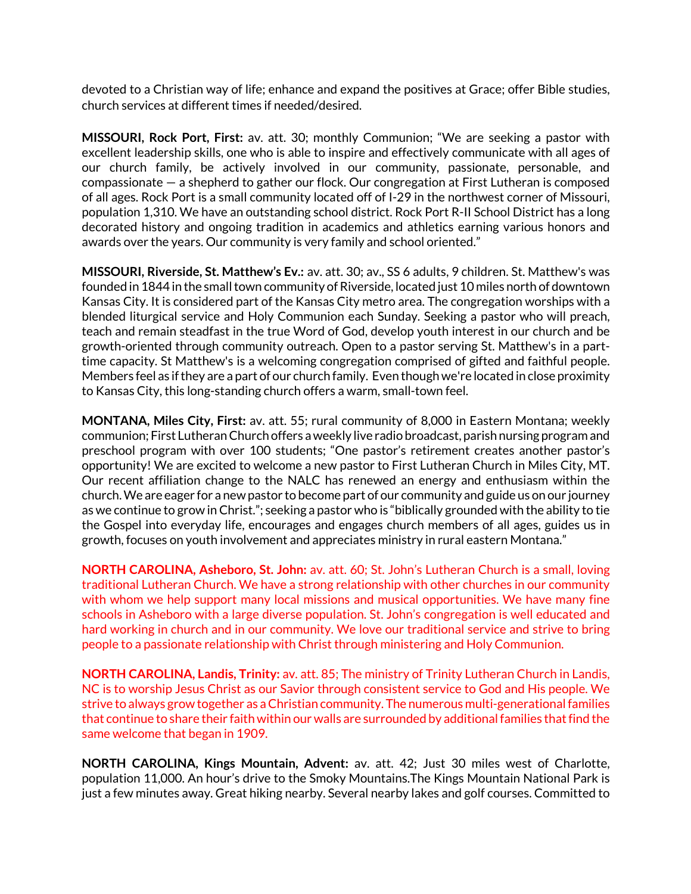devoted to a Christian way of life; enhance and expand the positives at Grace; offer Bible studies, church services at different times if needed/desired.

**MISSOURI, Rock Port, First:** av. att. 30; monthly Communion; "We are seeking a pastor with excellent leadership skills, one who is able to inspire and effectively communicate with all ages of our church family, be actively involved in our community, passionate, personable, and compassionate — a shepherd to gather our flock. Our congregation at First Lutheran is composed of all ages. Rock Port is a small community located off of I-29 in the northwest corner of Missouri, population 1,310. We have an outstanding school district. Rock Port R-II School District has a long decorated history and ongoing tradition in academics and athletics earning various honors and awards over the years. Our community is very family and school oriented."

**MISSOURI, Riverside, St. Matthew's Ev.:** av. att. 30; av., SS 6 adults, 9 children. St. Matthew's was founded in 1844 in the small town community of Riverside, located just 10 miles north of downtown Kansas City. It is considered part of the Kansas City metro area. The congregation worships with a blended liturgical service and Holy Communion each Sunday. Seeking a pastor who will preach, teach and remain steadfast in the true Word of God, develop youth interest in our church and be growth-oriented through community outreach. Open to a pastor serving St. Matthew's in a part-time capacity. St Matthew's is a welcoming congregation comprised of gifted and faithful people. Members feel as if they are a part of our church family. Even though we're located in close proximity to Kansas City, this long-standing church offers a warm, small-town feel.

**MONTANA, Miles City, First:** av. att. 55; rural community of 8,000 in Eastern Montana; weekly communion; First Lutheran Church offers a weekly live radio broadcast, parish nursing program and preschool program with over 100 students; "One pastor's retirement creates another pastor's opportunity! We are excited to welcome a new pastor to First Lutheran Church in Miles City, MT. Our recent affiliation change to the NALC has renewed an energy and enthusiasm within the church. We are eager for a new pastor to become part of our community and guide us on our journey as we continue to grow in Christ."; seeking a pastor who is "biblically grounded with the ability to tie the Gospel into everyday life, encourages and engages church members of all ages, guides us in growth, focuses on youth involvement and appreciates ministry in rural eastern Montana."

**NORTH CAROLINA, Asheboro, St. John:** av. att. 60; St. John's Lutheran Church is a small, loving traditional Lutheran Church. We have a strong relationship with other churches in our community with whom we help support many local missions and musical opportunities. We have many fine schools in Asheboro with a large diverse population. St. John's congregation is well educated and hard working in church and in our community. We love our traditional service and strive to bring people to a passionate relationship with Christ through ministering and Holy Communion.

**NORTH CAROLINA, Landis, Trinity:** av. att. 85; The ministry of Trinity Lutheran Church in Landis, NC is to worship Jesus Christ as our Savior through consistent service to God and His people. We strive to always grow together as a Christian community. The numerous multi-generational families that continue to share their faith within our walls are surrounded by additional families that find the same welcome that began in 1909.

**NORTH CAROLINA, Kings Mountain, Advent:** av. att. 42; Just 30 miles west of Charlotte, population 11,000. An hour's drive to the Smoky Mountains.The Kings Mountain National Park is just a few minutes away. Great hiking nearby. Several nearby lakes and golf courses. Committed to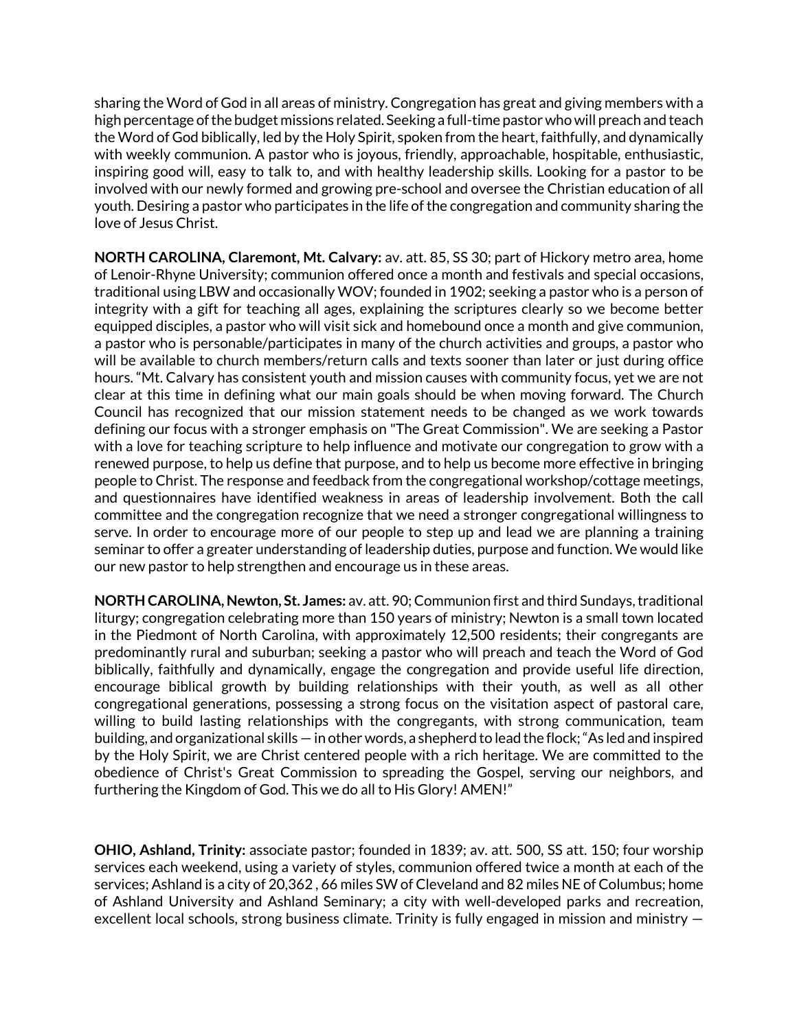sharing the Word of God in all areas of ministry. Congregation has great and giving members with a high percentage of the budget missions related. Seeking a full-time pastor who will preach and teach the Word of God biblically, led by the Holy Spirit, spoken from the heart, faithfully, and dynamically with weekly communion. A pastor who is joyous, friendly, approachable, hospitable, enthusiastic, inspiring good will, easy to talk to, and with healthy leadership skills. Looking for a pastor to be involved with our newly formed and growing pre-school and oversee the Christian education of all youth. Desiring a pastor who participates in the life of the congregation and community sharing the love of Jesus Christ.

**NORTH CAROLINA, Claremont, Mt. Calvary:** av. att. 85, SS 30; part of Hickory metro area, home of Lenoir-Rhyne University; communion offered once a month and festivals and special occasions, traditional using LBW and occasionally WOV; founded in 1902; seeking a pastor who is a person of integrity with a gift for teaching all ages, explaining the scriptures clearly so we become better equipped disciples, a pastor who will visit sick and homebound once a month and give communion, a pastor who is personable/participates in many of the church activities and groups, a pastor who will be available to church members/return calls and texts sooner than later or just during office hours. "Mt. Calvary has consistent youth and mission causes with community focus, yet we are not clear at this time in defining what our main goals should be when moving forward. The Church Council has recognized that our mission statement needs to be changed as we work towards defining our focus with a stronger emphasis on "The Great Commission". We are seeking a Pastor with a love for teaching scripture to help influence and motivate our congregation to grow with a renewed purpose, to help us define that purpose, and to help us become more effective in bringing people to Christ. The response and feedback from the congregational workshop/cottage meetings, and questionnaires have identified weakness in areas of leadership involvement. Both the call committee and the congregation recognize that we need a stronger congregational willingness to serve. In order to encourage more of our people to step up and lead we are planning a training seminar to offer a greater understanding of leadership duties, purpose and function. We would like our new pastor to help strengthen and encourage us in these areas.

**NORTH CAROLINA, Newton, St. James:** av. att. 90; Communion first and third Sundays, traditional liturgy; congregation celebrating more than 150 years of ministry; Newton is a small town located in the Piedmont of North Carolina, with approximately 12,500 residents; their congregants are predominantly rural and suburban; seeking a pastor who will preach and teach the Word of God biblically, faithfully and dynamically, engage the congregation and provide useful life direction, encourage biblical growth by building relationships with their youth, as well as all other congregational generations, possessing a strong focus on the visitation aspect of pastoral care, willing to build lasting relationships with the congregants, with strong communication, team building, and organizational skills — in other words, a shepherd to lead the flock; "As led and inspired by the Holy Spirit, we are Christ centered people with a rich heritage. We are committed to the obedience of Christ's Great Commission to spreading the Gospel, serving our neighbors, and furthering the Kingdom of God. This we do all to His Glory! AMEN!"

**OHIO, Ashland, Trinity:** associate pastor; founded in 1839; av. att. 500, SS att. 150; four worship services each weekend, using a variety of styles, communion offered twice a month at each of the services; Ashland is a city of 20,362 , 66 miles SW of Cleveland and 82 miles NE of Columbus; home of Ashland University and Ashland Seminary; a city with well-developed parks and recreation, excellent local schools, strong business climate. Trinity is fully engaged in mission and ministry —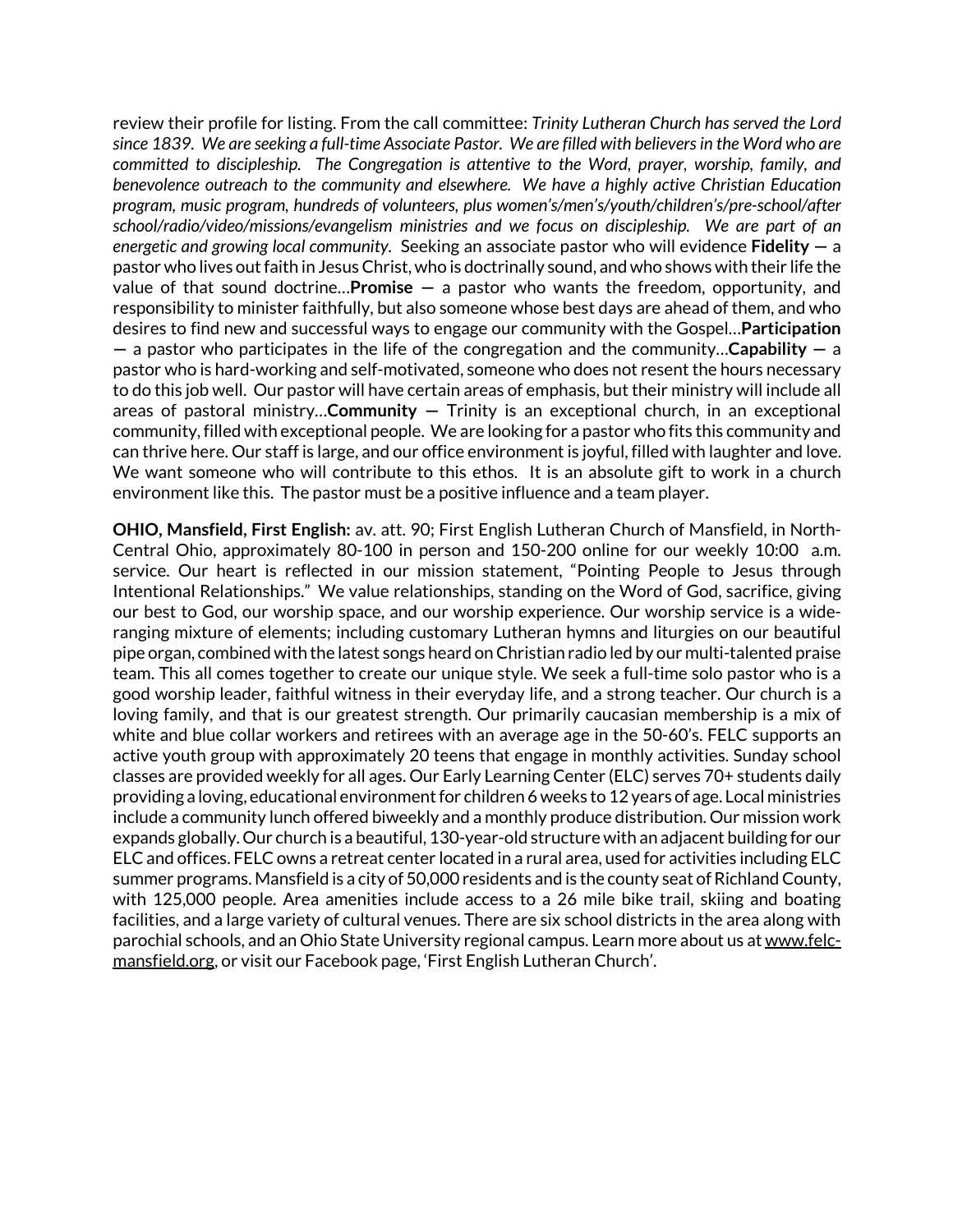review their profile for listing. From the call committee: *Trinity Lutheran Church has served the Lord since 1839. We are seeking a full-time Associate Pastor. We are filled with believers in the Word who are committed to discipleship. The Congregation is attentive to the Word, prayer, worship, family, and benevolence outreach to the community and elsewhere. We have a highly active Christian Education program, music program, hundreds of volunteers, plus women's/men's/youth/children's/pre-school/after school/radio/video/missions/evangelism ministries and we focus on discipleship. We are part of an energetic and growing local community.* Seeking an associate pastor who will evidence **Fidelity —** a pastor who lives out faith in Jesus Christ, who is doctrinally sound, and who shows with their life the value of that sound doctrine…**Promise —** a pastor who wants the freedom, opportunity, and responsibility to minister faithfully, but also someone whose best days are ahead of them, and who desires to find new and successful ways to engage our community with the Gospel…**Participation —** a pastor who participates in the life of the congregation and the community…**Capability —** a pastor who is hard-working and self-motivated, someone who does not resent the hours necessary to do this job well. Our pastor will have certain areas of emphasis, but their ministry will include all areas of pastoral ministry…**Community —** Trinity is an exceptional church, in an exceptional community, filled with exceptional people. We are looking for a pastor who fits this community and can thrive here. Our staff is large, and our office environment is joyful, filled with laughter and love. We want someone who will contribute to this ethos. It is an absolute gift to work in a church environment like this. The pastor must be a positive influence and a team player.

**OHIO, Mansfield, First English:** av. att. 90; First English Lutheran Church of Mansfield, in North-Central Ohio, approximately 80-100 in person and 150-200 online for our weekly 10:00 a.m. service. Our heart is reflected in our mission statement, "Pointing People to Jesus through Intentional Relationships." We value relationships, standing on the Word of God, sacrifice, giving our best to God, our worship space, and our worship experience. Our worship service is a wide-ranging mixture of elements; including customary Lutheran hymns and liturgies on our beautiful pipe organ, combined with the latest songs heard on Christian radio led by our multi-talented praise team. This all comes together to create our unique style. We seek a full-time solo pastor who is a good worship leader, faithful witness in their everyday life, and a strong teacher. Our church is a loving family, and that is our greatest strength. Our primarily caucasian membership is a mix of white and blue collar workers and retirees with an average age in the 50-60's. FELC supports an active youth group with approximately 20 teens that engage in monthly activities. Sunday school classes are provided weekly for all ages. Our Early Learning Center (ELC) serves 70+ students daily providing a loving, educational environment for children 6 weeks to 12 years of age. Local ministries include a community lunch offered biweekly and a monthly produce distribution. Our mission work expands globally. Our church is a beautiful, 130-year-old structure with an adjacent building for our ELC and offices. FELC owns a retreat center located in a rural area, used for activities including ELC summer programs. Mansfield is a city of 50,000 residents and is the county seat of Richland County, with 125,000 people. Area amenities include access to a 26 mile bike trail, skiing and boating facilities, and a large variety of cultural venues. There are six school districts in the area along with parochial schools, and an Ohio State University regional campus. Learn more about us at www.felc-mansfield.org, or visit our Facebook page, 'First English Lutheran Church'.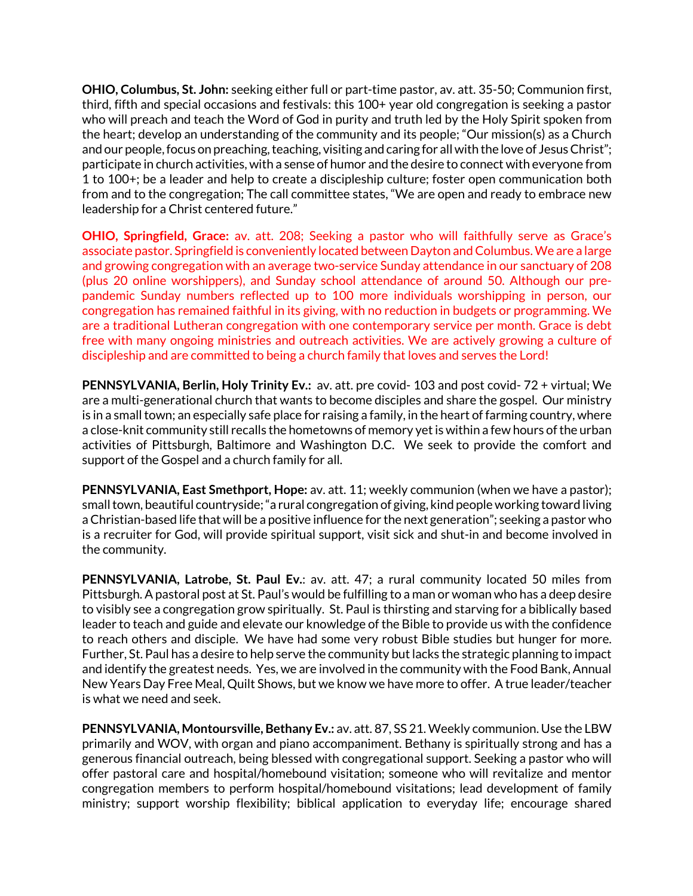**OHIO, Columbus, St. John:** seeking either full or part-time pastor, av. att. 35-50; Communion first, third, fifth and special occasions and festivals: this 100+ year old congregation is seeking a pastor who will preach and teach the Word of God in purity and truth led by the Holy Spirit spoken from the heart; develop an understanding of the community and its people; "Our mission(s) as a Church and our people, focus on preaching, teaching, visiting and caring for all with the love of Jesus Christ"; participate in church activities, with a sense of humor and the desire to connect with everyone from 1 to 100+; be a leader and help to create a discipleship culture; foster open communication both from and to the congregation; The call committee states, "We are open and ready to embrace new leadership for a Christ centered future."

**OHIO, Springfield, Grace:** av. att. 208; Seeking a pastor who will faithfully serve as Grace's associate pastor. Springfield is conveniently located between Dayton and Columbus. We are a large and growing congregation with an average two-service Sunday attendance in our sanctuary of 208 (plus 20 online worshippers), and Sunday school attendance of around 50. Although our pre-pandemic Sunday numbers reflected up to 100 more individuals worshipping in person, our congregation has remained faithful in its giving, with no reduction in budgets or programming. We are a traditional Lutheran congregation with one contemporary service per month. Grace is debt free with many ongoing ministries and outreach activities. We are actively growing a culture of discipleship and are committed to being a church family that loves and serves the Lord!

**PENNSYLVANIA, Berlin, Holy Trinity Ev.:** av. att. pre covid- 103 and post covid- 72 + virtual; We are a multi-generational church that wants to become disciples and share the gospel. Our ministry is in a small town; an especially safe place for raising a family, in the heart of farming country, where a close-knit community still recalls the hometowns of memory yet is within a few hours of the urban activities of Pittsburgh, Baltimore and Washington D.C. We seek to provide the comfort and support of the Gospel and a church family for all.

**PENNSYLVANIA, East Smethport, Hope:** av. att. 11; weekly communion (when we have a pastor); small town, beautiful countryside; "a rural congregation of giving, kind people working toward living a Christian-based life that will be a positive influence for the next generation"; seeking a pastor who is a recruiter for God, will provide spiritual support, visit sick and shut-in and become involved in the community.

**PENNSYLVANIA, Latrobe, St. Paul Ev.**: av. att. 47; a rural community located 50 miles from Pittsburgh. A pastoral post at St. Paul's would be fulfilling to a man or woman who has a deep desire to visibly see a congregation grow spiritually. St. Paul is thirsting and starving for a biblically based leader to teach and guide and elevate our knowledge of the Bible to provide us with the confidence to reach others and disciple. We have had some very robust Bible studies but hunger for more. Further, St. Paul has a desire to help serve the community but lacks the strategic planning to impact and identify the greatest needs. Yes, we are involved in the community with the Food Bank, Annual New Years Day Free Meal, Quilt Shows, but we know we have more to offer. A true leader/teacher is what we need and seek.

**PENNSYLVANIA, Montoursville, Bethany Ev.:** av. att. 87, SS 21. Weekly communion. Use the LBW primarily and WOV, with organ and piano accompaniment. Bethany is spiritually strong and has a generous financial outreach, being blessed with congregational support. Seeking a pastor who will offer pastoral care and hospital/homebound visitation; someone who will revitalize and mentor congregation members to perform hospital/homebound visitations; lead development of family ministry; support worship flexibility; biblical application to everyday life; encourage shared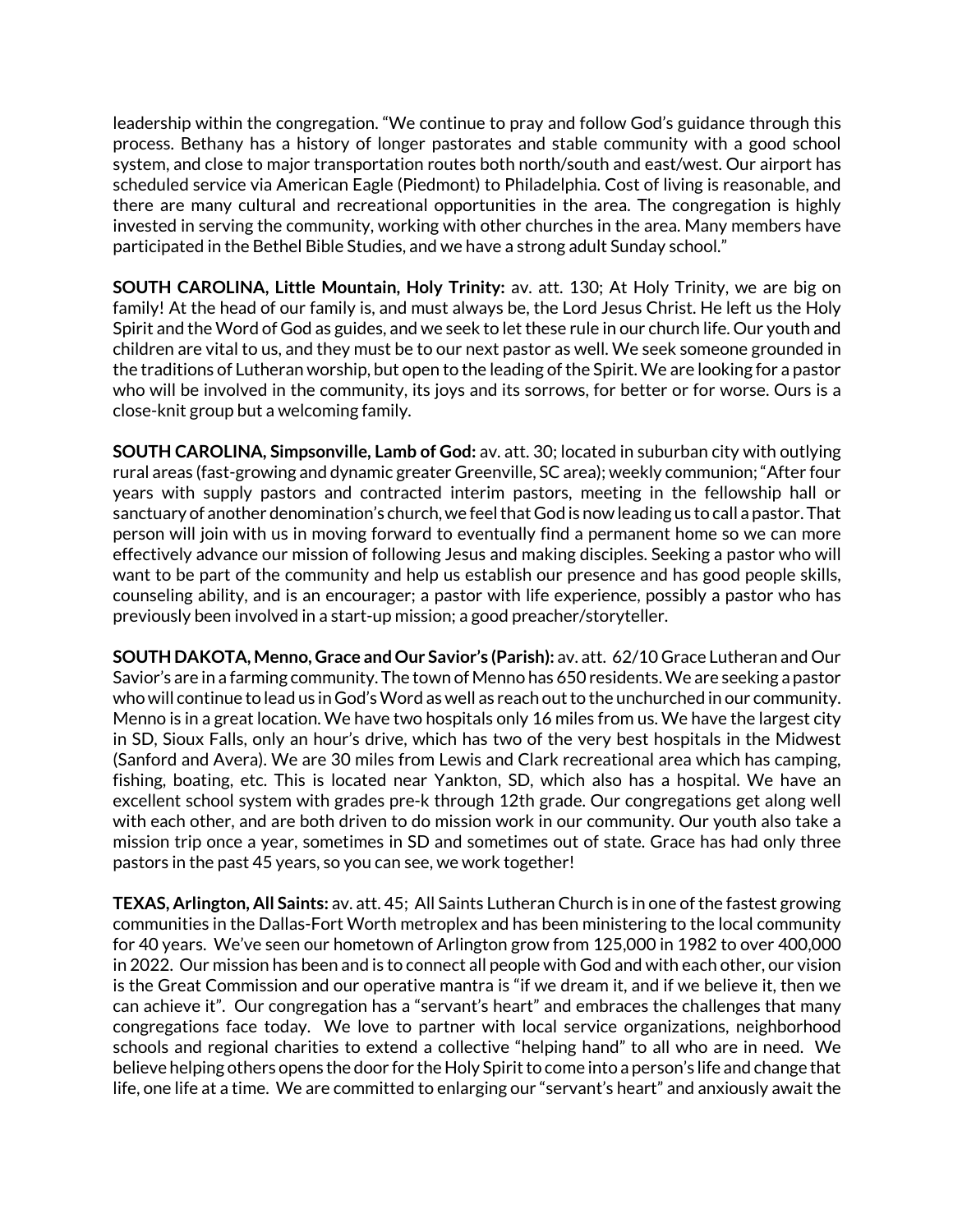leadership within the congregation. "We continue to pray and follow God's guidance through this process. Bethany has a history of longer pastorates and stable community with a good school system, and close to major transportation routes both north/south and east/west. Our airport has scheduled service via American Eagle (Piedmont) to Philadelphia. Cost of living is reasonable, and there are many cultural and recreational opportunities in the area. The congregation is highly invested in serving the community, working with other churches in the area. Many members have participated in the Bethel Bible Studies, and we have a strong adult Sunday school."

**SOUTH CAROLINA, Little Mountain, Holy Trinity:** av. att. 130; At Holy Trinity, we are big on family! At the head of our family is, and must always be, the Lord Jesus Christ. He left us the Holy Spirit and the Word of God as guides, and we seek to let these rule in our church life. Our youth and children are vital to us, and they must be to our next pastor as well. We seek someone grounded in the traditions of Lutheran worship, but open to the leading of the Spirit. We are looking for a pastor who will be involved in the community, its joys and its sorrows, for better or for worse. Ours is a close-knit group but a welcoming family.

**SOUTH CAROLINA, Simpsonville, Lamb of God:** av. att. 30; located in suburban city with outlying rural areas (fast-growing and dynamic greater Greenville, SC area); weekly communion; "After four years with supply pastors and contracted interim pastors, meeting in the fellowship hall or sanctuary of another denomination's church, we feel that God is now leading us to call a pastor. That person will join with us in moving forward to eventually find a permanent home so we can more effectively advance our mission of following Jesus and making disciples. Seeking a pastor who will want to be part of the community and help us establish our presence and has good people skills, counseling ability, and is an encourager; a pastor with life experience, possibly a pastor who has previously been involved in a start-up mission; a good preacher/storyteller.

**SOUTH DAKOTA, Menno, Grace and Our Savior's (Parish):** av. att. 62/10 Grace Lutheran and Our Savior's are in a farming community. The town of Menno has 650 residents. We are seeking a pastor who will continue to lead us in God's Word as well as reach out to the unchurched in our community. Menno is in a great location. We have two hospitals only 16 miles from us. We have the largest city in SD, Sioux Falls, only an hour's drive, which has two of the very best hospitals in the Midwest (Sanford and Avera). We are 30 miles from Lewis and Clark recreational area which has camping, fishing, boating, etc. This is located near Yankton, SD, which also has a hospital. We have an excellent school system with grades pre-k through 12th grade. Our congregations get along well with each other, and are both driven to do mission work in our community. Our youth also take a mission trip once a year, sometimes in SD and sometimes out of state. Grace has had only three pastors in the past 45 years, so you can see, we work together!

**TEXAS, Arlington, All Saints:** av. att. 45; All Saints Lutheran Church is in one of the fastest growing communities in the Dallas-Fort Worth metroplex and has been ministering to the local community for 40 years. We've seen our hometown of Arlington grow from 125,000 in 1982 to over 400,000 in 2022. Our mission has been and is to connect all people with God and with each other, our vision is the Great Commission and our operative mantra is "if we dream it, and if we believe it, then we can achieve it". Our congregation has a "servant's heart" and embraces the challenges that many congregations face today. We love to partner with local service organizations, neighborhood schools and regional charities to extend a collective "helping hand" to all who are in need. We believe helping others opens the door for the Holy Spirit to come into a person's life and change that life, one life at a time. We are committed to enlarging our "servant's heart" and anxiously await the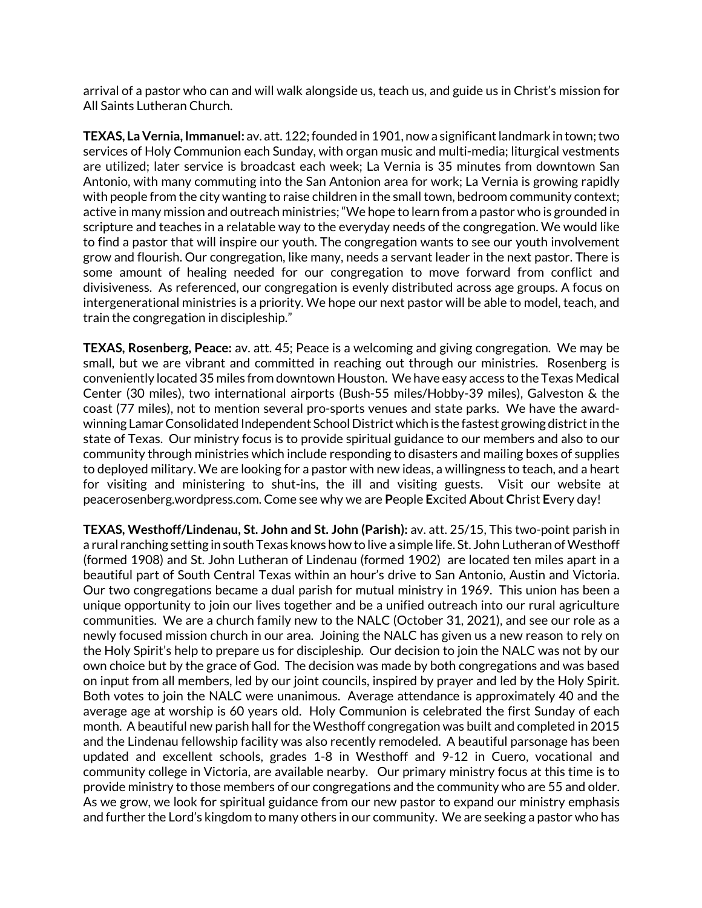arrival of a pastor who can and will walk alongside us, teach us, and guide us in Christ's mission for All Saints Lutheran Church.

**TEXAS, La Vernia, Immanuel:** av. att. 122; founded in 1901, now a significant landmark in town; two services of Holy Communion each Sunday, with organ music and multi-media; liturgical vestments are utilized; later service is broadcast each week; La Vernia is 35 minutes from downtown San Antonio, with many commuting into the San Antonion area for work; La Vernia is growing rapidly with people from the city wanting to raise children in the small town, bedroom community context; active in many mission and outreach ministries; "We hope to learn from a pastor who is grounded in scripture and teaches in a relatable way to the everyday needs of the congregation. We would like to find a pastor that will inspire our youth. The congregation wants to see our youth involvement grow and flourish. Our congregation, like many, needs a servant leader in the next pastor. There is some amount of healing needed for our congregation to move forward from conflict and divisiveness. As referenced, our congregation is evenly distributed across age groups. A focus on intergenerational ministries is a priority. We hope our next pastor will be able to model, teach, and train the congregation in discipleship."

**TEXAS, Rosenberg, Peace:** av. att. 45; Peace is a welcoming and giving congregation. We may be small, but we are vibrant and committed in reaching out through our ministries. Rosenberg is conveniently located 35 miles from downtown Houston. We have easy access to the Texas Medical Center (30 miles), two international airports (Bush-55 miles/Hobby-39 miles), Galveston & the coast (77 miles), not to mention several pro-sports venues and state parks. We have the award-winning Lamar Consolidated Independent School District which is the fastest growing district in the state of Texas. Our ministry focus is to provide spiritual guidance to our members and also to our community through ministries which include responding to disasters and mailing boxes of supplies to deployed military. We are looking for a pastor with new ideas, a willingness to teach, and a heart for visiting and ministering to shut-ins, the ill and visiting guests. Visit our website at peacerosenberg.wordpress.com. Come see why we are **P**eople **E**xcited **A**bout **C**hrist **E**very day!

**TEXAS, Westhoff/Lindenau, St. John and St. John (Parish):** av. att. 25/15, This two-point parish in a rural ranching setting in south Texas knows how to live a simple life. St. John Lutheran of Westhoff (formed 1908) and St. John Lutheran of Lindenau (formed 1902) are located ten miles apart in a beautiful part of South Central Texas within an hour's drive to San Antonio, Austin and Victoria. Our two congregations became a dual parish for mutual ministry in 1969. This union has been a unique opportunity to join our lives together and be a unified outreach into our rural agriculture communities. We are a church family new to the NALC (October 31, 2021), and see our role as a newly focused mission church in our area. Joining the NALC has given us a new reason to rely on the Holy Spirit's help to prepare us for discipleship. Our decision to join the NALC was not by our own choice but by the grace of God. The decision was made by both congregations and was based on input from all members, led by our joint councils, inspired by prayer and led by the Holy Spirit. Both votes to join the NALC were unanimous. Average attendance is approximately 40 and the average age at worship is 60 years old. Holy Communion is celebrated the first Sunday of each month. A beautiful new parish hall for the Westhoff congregation was built and completed in 2015 and the Lindenau fellowship facility was also recently remodeled. A beautiful parsonage has been updated and excellent schools, grades 1-8 in Westhoff and 9-12 in Cuero, vocational and community college in Victoria, are available nearby. Our primary ministry focus at this time is to provide ministry to those members of our congregations and the community who are 55 and older. As we grow, we look for spiritual guidance from our new pastor to expand our ministry emphasis and further the Lord's kingdom to many others in our community. We are seeking a pastor who has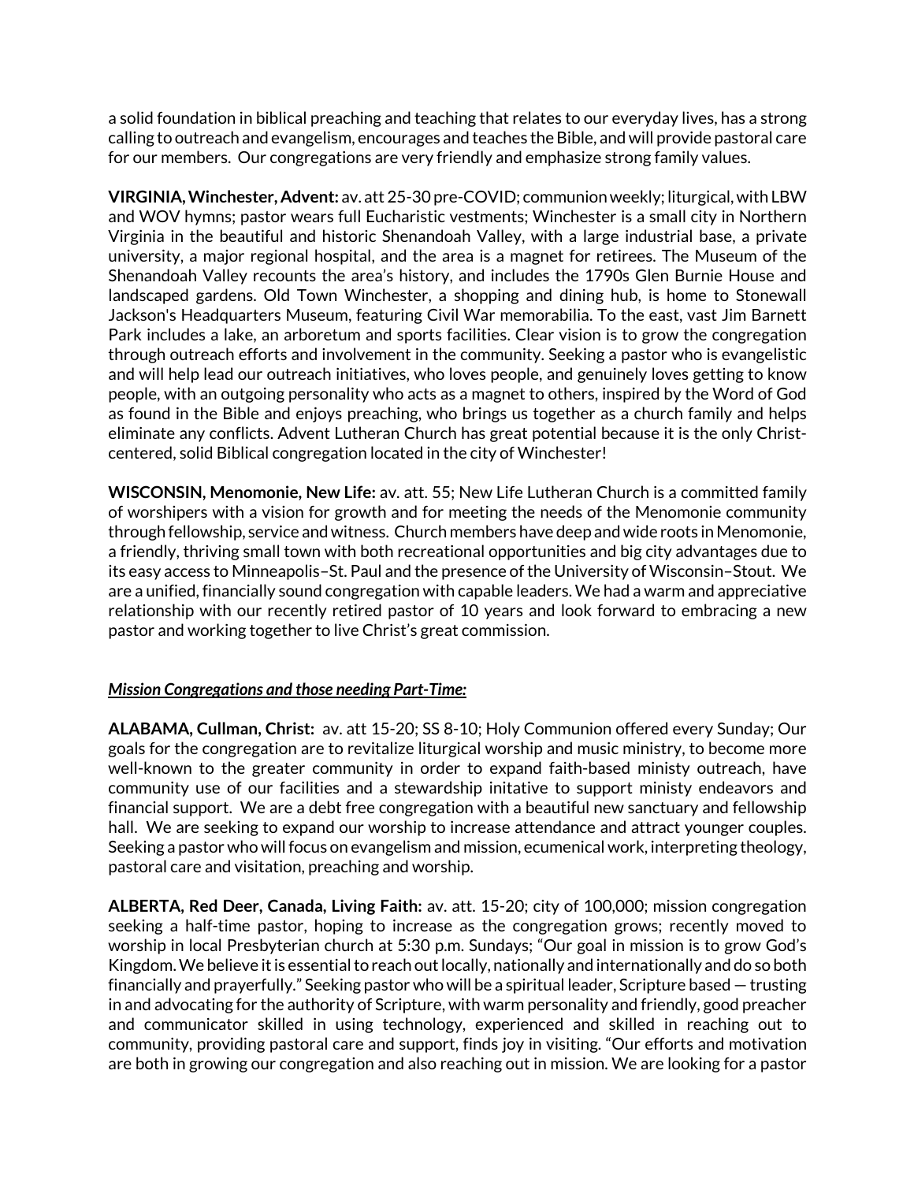a solid foundation in biblical preaching and teaching that relates to our everyday lives, has a strong calling to outreach and evangelism, encourages and teaches the Bible, and will provide pastoral care for our members. Our congregations are very friendly and emphasize strong family values.

**VIRGINIA, Winchester, Advent:** av. att 25-30 pre-COVID; communion weekly; liturgical, with LBW and WOV hymns; pastor wears full Eucharistic vestments; Winchester is a small city in Northern Virginia in the beautiful and historic Shenandoah Valley, with a large industrial base, a private university, a major regional hospital, and the area is a magnet for retirees. The Museum of the Shenandoah Valley recounts the area's history, and includes the 1790s Glen Burnie House and landscaped gardens. Old Town Winchester, a shopping and dining hub, is home to Stonewall Jackson's Headquarters Museum, featuring Civil War memorabilia. To the east, vast Jim Barnett Park includes a lake, an arboretum and sports facilities. Clear vision is to grow the congregation through outreach efforts and involvement in the community. Seeking a pastor who is evangelistic and will help lead our outreach initiatives, who loves people, and genuinely loves getting to know people, with an outgoing personality who acts as a magnet to others, inspired by the Word of God as found in the Bible and enjoys preaching, who brings us together as a church family and helps eliminate any conflicts. Advent Lutheran Church has great potential because it is the only Christ-centered, solid Biblical congregation located in the city of Winchester!

**WISCONSIN, Menomonie, New Life:** av. att. 55; New Life Lutheran Church is a committed family of worshipers with a vision for growth and for meeting the needs of the Menomonie community through fellowship, service and witness. Church members have deep and wide roots in Menomonie, a friendly, thriving small town with both recreational opportunities and big city advantages due to its easy access to Minneapolis–St. Paul and the presence of the University of Wisconsin–Stout. We are a unified, financially sound congregation with capable leaders. We had a warm and appreciative relationship with our recently retired pastor of 10 years and look forward to embracing a new pastor and working together to live Christ's great commission.

***Mission Congregations and those needing Part-Time:***

**ALABAMA, Cullman, Christ:** av. att 15-20; SS 8-10; Holy Communion offered every Sunday; Our goals for the congregation are to revitalize liturgical worship and music ministry, to become more well-known to the greater community in order to expand faith-based ministy outreach, have community use of our facilities and a stewardship initative to support ministy endeavors and financial support. We are a debt free congregation with a beautiful new sanctuary and fellowship hall. We are seeking to expand our worship to increase attendance and attract younger couples. Seeking a pastor who will focus on evangelism and mission, ecumenical work, interpreting theology, pastoral care and visitation, preaching and worship.

**ALBERTA, Red Deer, Canada, Living Faith:** av. att. 15-20; city of 100,000; mission congregation seeking a half-time pastor, hoping to increase as the congregation grows; recently moved to worship in local Presbyterian church at 5:30 p.m. Sundays; "Our goal in mission is to grow God's Kingdom. We believe it is essential to reach out locally, nationally and internationally and do so both financially and prayerfully." Seeking pastor who will be a spiritual leader, Scripture based — trusting in and advocating for the authority of Scripture, with warm personality and friendly, good preacher and communicator skilled in using technology, experienced and skilled in reaching out to community, providing pastoral care and support, finds joy in visiting. "Our efforts and motivation are both in growing our congregation and also reaching out in mission. We are looking for a pastor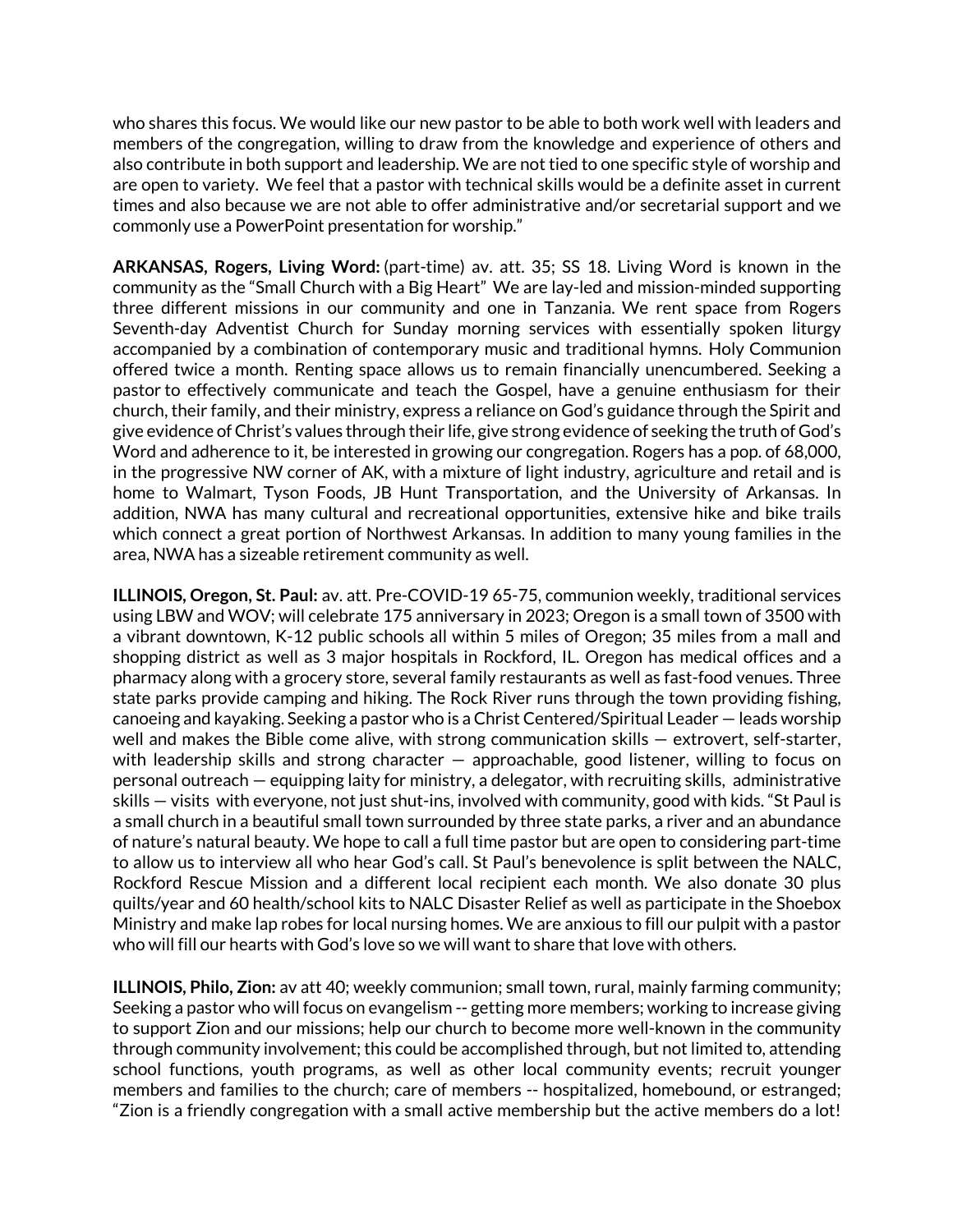who shares this focus. We would like our new pastor to be able to both work well with leaders and members of the congregation, willing to draw from the knowledge and experience of others and also contribute in both support and leadership. We are not tied to one specific style of worship and are open to variety. We feel that a pastor with technical skills would be a definite asset in current times and also because we are not able to offer administrative and/or secretarial support and we commonly use a PowerPoint presentation for worship."

**ARKANSAS, Rogers, Living Word:** (part-time) av. att. 35; SS 18. Living Word is known in the community as the "Small Church with a Big Heart" We are lay-led and mission-minded supporting three different missions in our community and one in Tanzania. We rent space from Rogers Seventh-day Adventist Church for Sunday morning services with essentially spoken liturgy accompanied by a combination of contemporary music and traditional hymns. Holy Communion offered twice a month. Renting space allows us to remain financially unencumbered. Seeking a pastor to effectively communicate and teach the Gospel, have a genuine enthusiasm for their church, their family, and their ministry, express a reliance on God's guidance through the Spirit and give evidence of Christ's values through their life, give strong evidence of seeking the truth of God's Word and adherence to it, be interested in growing our congregation. Rogers has a pop. of 68,000, in the progressive NW corner of AK, with a mixture of light industry, agriculture and retail and is home to Walmart, Tyson Foods, JB Hunt Transportation, and the University of Arkansas. In addition, NWA has many cultural and recreational opportunities, extensive hike and bike trails which connect a great portion of Northwest Arkansas. In addition to many young families in the area, NWA has a sizeable retirement community as well.

**ILLINOIS, Oregon, St. Paul:** av. att. Pre-COVID-19 65-75, communion weekly, traditional services using LBW and WOV; will celebrate 175 anniversary in 2023; Oregon is a small town of 3500 with a vibrant downtown, K-12 public schools all within 5 miles of Oregon; 35 miles from a mall and shopping district as well as 3 major hospitals in Rockford, IL. Oregon has medical offices and a pharmacy along with a grocery store, several family restaurants as well as fast-food venues. Three state parks provide camping and hiking. The Rock River runs through the town providing fishing, canoeing and kayaking. Seeking a pastor who is a Christ Centered/Spiritual Leader — leads worship well and makes the Bible come alive, with strong communication skills — extrovert, self-starter, with leadership skills and strong character — approachable, good listener, willing to focus on personal outreach — equipping laity for ministry, a delegator, with recruiting skills, administrative skills — visits with everyone, not just shut-ins, involved with community, good with kids. "St Paul is a small church in a beautiful small town surrounded by three state parks, a river and an abundance of nature's natural beauty. We hope to call a full time pastor but are open to considering part-time to allow us to interview all who hear God's call. St Paul's benevolence is split between the NALC, Rockford Rescue Mission and a different local recipient each month. We also donate 30 plus quilts/year and 60 health/school kits to NALC Disaster Relief as well as participate in the Shoebox Ministry and make lap robes for local nursing homes. We are anxious to fill our pulpit with a pastor who will fill our hearts with God's love so we will want to share that love with others.

**ILLINOIS, Philo, Zion:** av att 40; weekly communion; small town, rural, mainly farming community; Seeking a pastor who will focus on evangelism -- getting more members; working to increase giving to support Zion and our missions; help our church to become more well-known in the community through community involvement; this could be accomplished through, but not limited to, attending school functions, youth programs, as well as other local community events; recruit younger members and families to the church; care of members -- hospitalized, homebound, or estranged; "Zion is a friendly congregation with a small active membership but the active members do a lot!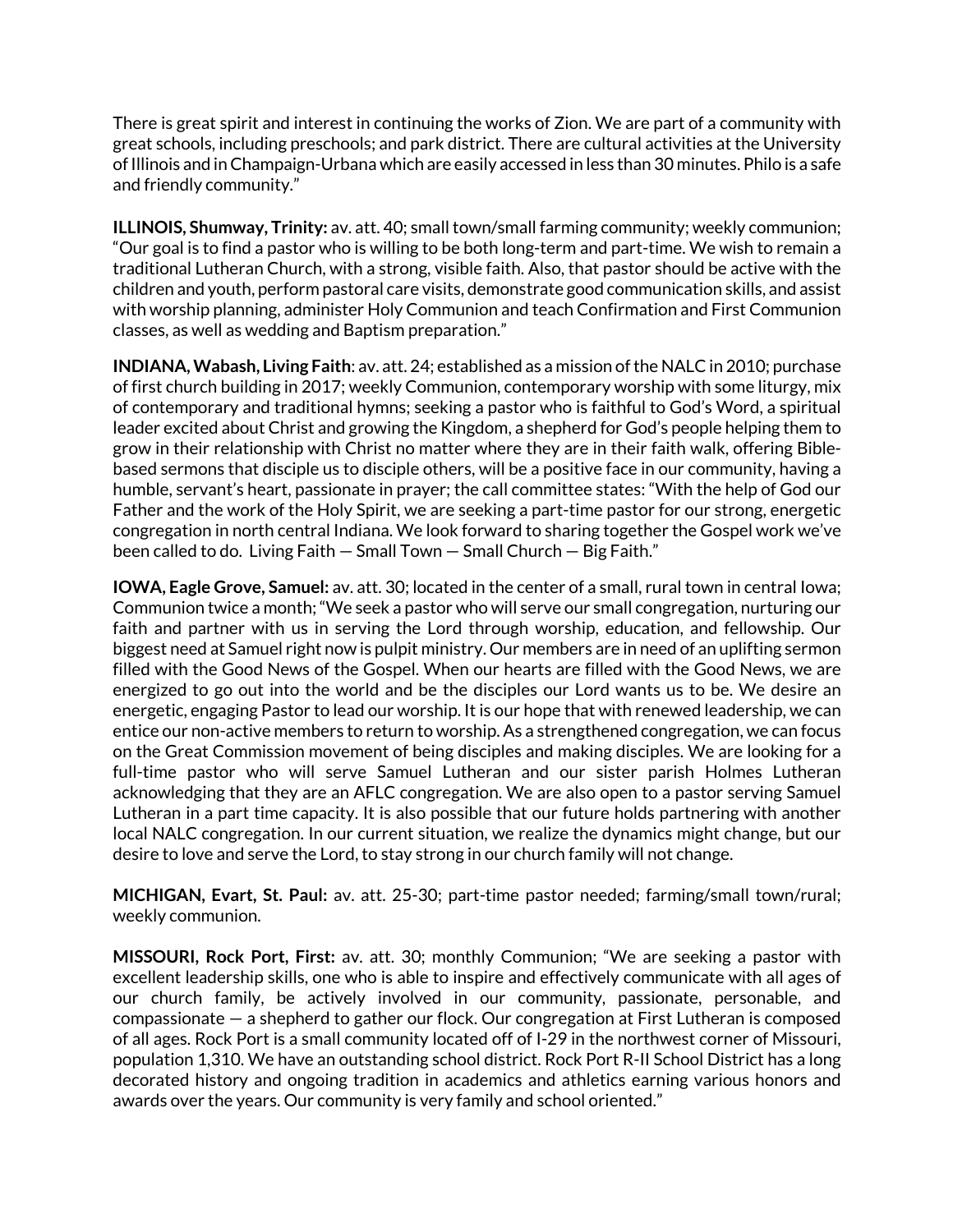There is great spirit and interest in continuing the works of Zion. We are part of a community with great schools, including preschools; and park district. There are cultural activities at the University of Illinois and in Champaign-Urbana which are easily accessed in less than 30 minutes. Philo is a safe and friendly community."

**ILLINOIS, Shumway, Trinity:** av. att. 40; small town/small farming community; weekly communion; "Our goal is to find a pastor who is willing to be both long-term and part-time. We wish to remain a traditional Lutheran Church, with a strong, visible faith. Also, that pastor should be active with the children and youth, perform pastoral care visits, demonstrate good communication skills, and assist with worship planning, administer Holy Communion and teach Confirmation and First Communion classes, as well as wedding and Baptism preparation."

**INDIANA, Wabash, Living Faith**: av. att. 24; established as a mission of the NALC in 2010; purchase of first church building in 2017; weekly Communion, contemporary worship with some liturgy, mix of contemporary and traditional hymns; seeking a pastor who is faithful to God's Word, a spiritual leader excited about Christ and growing the Kingdom, a shepherd for God's people helping them to grow in their relationship with Christ no matter where they are in their faith walk, offering Bible-based sermons that disciple us to disciple others, will be a positive face in our community, having a humble, servant's heart, passionate in prayer; the call committee states: "With the help of God our Father and the work of the Holy Spirit, we are seeking a part-time pastor for our strong, energetic congregation in north central Indiana. We look forward to sharing together the Gospel work we've been called to do. Living Faith — Small Town — Small Church — Big Faith."

**IOWA, Eagle Grove, Samuel:** av. att. 30; located in the center of a small, rural town in central Iowa; Communion twice a month; "We seek a pastor who will serve our small congregation, nurturing our faith and partner with us in serving the Lord through worship, education, and fellowship. Our biggest need at Samuel right now is pulpit ministry. Our members are in need of an uplifting sermon filled with the Good News of the Gospel. When our hearts are filled with the Good News, we are energized to go out into the world and be the disciples our Lord wants us to be. We desire an energetic, engaging Pastor to lead our worship. It is our hope that with renewed leadership, we can entice our non-active members to return to worship. As a strengthened congregation, we can focus on the Great Commission movement of being disciples and making disciples. We are looking for a full-time pastor who will serve Samuel Lutheran and our sister parish Holmes Lutheran acknowledging that they are an AFLC congregation. We are also open to a pastor serving Samuel Lutheran in a part time capacity. It is also possible that our future holds partnering with another local NALC congregation. In our current situation, we realize the dynamics might change, but our desire to love and serve the Lord, to stay strong in our church family will not change.

**MICHIGAN, Evart, St. Paul:** av. att. 25-30; part-time pastor needed; farming/small town/rural; weekly communion.

**MISSOURI, Rock Port, First:** av. att. 30; monthly Communion; "We are seeking a pastor with excellent leadership skills, one who is able to inspire and effectively communicate with all ages of our church family, be actively involved in our community, passionate, personable, and compassionate — a shepherd to gather our flock. Our congregation at First Lutheran is composed of all ages. Rock Port is a small community located off of I-29 in the northwest corner of Missouri, population 1,310. We have an outstanding school district. Rock Port R-II School District has a long decorated history and ongoing tradition in academics and athletics earning various honors and awards over the years. Our community is very family and school oriented."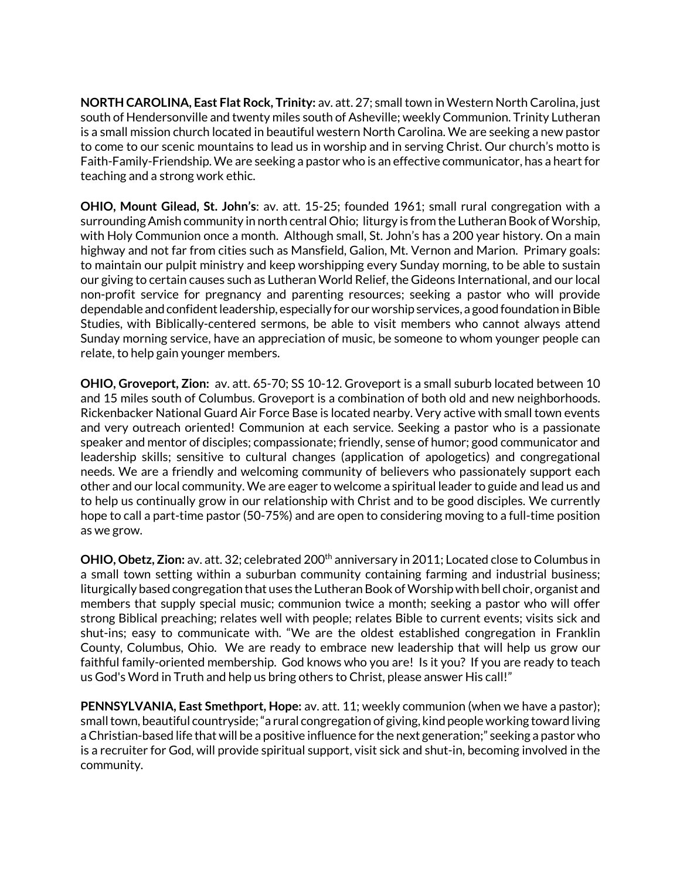**NORTH CAROLINA, East Flat Rock, Trinity:** av. att. 27; small town in Western North Carolina, just south of Hendersonville and twenty miles south of Asheville; weekly Communion. Trinity Lutheran is a small mission church located in beautiful western North Carolina. We are seeking a new pastor to come to our scenic mountains to lead us in worship and in serving Christ. Our church's motto is Faith-Family-Friendship. We are seeking a pastor who is an effective communicator, has a heart for teaching and a strong work ethic.

**OHIO, Mount Gilead, St. John's**: av. att. 15-25; founded 1961; small rural congregation with a surrounding Amish community in north central Ohio; liturgy is from the Lutheran Book of Worship, with Holy Communion once a month. Although small, St. John's has a 200 year history. On a main highway and not far from cities such as Mansfield, Galion, Mt. Vernon and Marion. Primary goals: to maintain our pulpit ministry and keep worshipping every Sunday morning, to be able to sustain our giving to certain causes such as Lutheran World Relief, the Gideons International, and our local non-profit service for pregnancy and parenting resources; seeking a pastor who will provide dependable and confident leadership, especially for our worship services, a good foundation in Bible Studies, with Biblically-centered sermons, be able to visit members who cannot always attend Sunday morning service, have an appreciation of music, be someone to whom younger people can relate, to help gain younger members.

**OHIO, Groveport, Zion:** av. att. 65-70; SS 10-12. Groveport is a small suburb located between 10 and 15 miles south of Columbus. Groveport is a combination of both old and new neighborhoods. Rickenbacker National Guard Air Force Base is located nearby. Very active with small town events and very outreach oriented! Communion at each service. Seeking a pastor who is a passionate speaker and mentor of disciples; compassionate; friendly, sense of humor; good communicator and leadership skills; sensitive to cultural changes (application of apologetics) and congregational needs. We are a friendly and welcoming community of believers who passionately support each other and our local community. We are eager to welcome a spiritual leader to guide and lead us and to help us continually grow in our relationship with Christ and to be good disciples. We currently hope to call a part-time pastor (50-75%) and are open to considering moving to a full-time position as we grow.

**OHIO, Obetz, Zion:** av. att. 32; celebrated 200th anniversary in 2011; Located close to Columbus in a small town setting within a suburban community containing farming and industrial business; liturgically based congregation that uses the Lutheran Book of Worship with bell choir, organist and members that supply special music; communion twice a month; seeking a pastor who will offer strong Biblical preaching; relates well with people; relates Bible to current events; visits sick and shut-ins; easy to communicate with. "We are the oldest established congregation in Franklin County, Columbus, Ohio. We are ready to embrace new leadership that will help us grow our faithful family-oriented membership. God knows who you are! Is it you? If you are ready to teach us God's Word in Truth and help us bring others to Christ, please answer His call!"

**PENNSYLVANIA, East Smethport, Hope:** av. att. 11; weekly communion (when we have a pastor); small town, beautiful countryside; "a rural congregation of giving, kind people working toward living a Christian-based life that will be a positive influence for the next generation;" seeking a pastor who is a recruiter for God, will provide spiritual support, visit sick and shut-in, becoming involved in the community.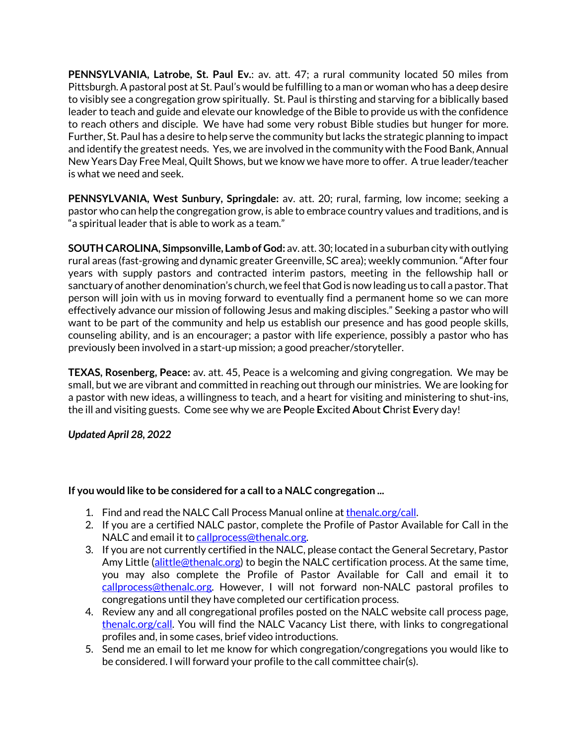**PENNSYLVANIA, Latrobe, St. Paul Ev.**: av. att. 47; a rural community located 50 miles from Pittsburgh. A pastoral post at St. Paul's would be fulfilling to a man or woman who has a deep desire to visibly see a congregation grow spiritually. St. Paul is thirsting and starving for a biblically based leader to teach and guide and elevate our knowledge of the Bible to provide us with the confidence to reach others and disciple. We have had some very robust Bible studies but hunger for more. Further, St. Paul has a desire to help serve the community but lacks the strategic planning to impact and identify the greatest needs. Yes, we are involved in the community with the Food Bank, Annual New Years Day Free Meal, Quilt Shows, but we know we have more to offer. A true leader/teacher is what we need and seek.

**PENNSYLVANIA, West Sunbury, Springdale:** av. att. 20; rural, farming, low income; seeking a pastor who can help the congregation grow, is able to embrace country values and traditions, and is "a spiritual leader that is able to work as a team."

**SOUTH CAROLINA, Simpsonville, Lamb of God:** av. att. 30; located in a suburban city with outlying rural areas (fast-growing and dynamic greater Greenville, SC area); weekly communion. "After four years with supply pastors and contracted interim pastors, meeting in the fellowship hall or sanctuary of another denomination's church, we feel that God is now leading us to call a pastor. That person will join with us in moving forward to eventually find a permanent home so we can more effectively advance our mission of following Jesus and making disciples." Seeking a pastor who will want to be part of the community and help us establish our presence and has good people skills, counseling ability, and is an encourager; a pastor with life experience, possibly a pastor who has previously been involved in a start-up mission; a good preacher/storyteller.

**TEXAS, Rosenberg, Peace:** av. att. 45, Peace is a welcoming and giving congregation. We may be small, but we are vibrant and committed in reaching out through our ministries. We are looking for a pastor with new ideas, a willingness to teach, and a heart for visiting and ministering to shut-ins, the ill and visiting guests. Come see why we are **P**eople **E**xcited **A**bout **C**hrist **E**very day!

***Updated April 28, 2022***

**If you would like to be considered for a call to a NALC congregation ...**

1. Find and read the NALC Call Process Manual online at thenalc.org/call.
2. If you are a certified NALC pastor, complete the Profile of Pastor Available for Call in the NALC and email it to callprocess@thenalc.org.
3. If you are not currently certified in the NALC, please contact the General Secretary, Pastor Amy Little (alittle@thenalc.org) to begin the NALC certification process. At the same time, you may also complete the Profile of Pastor Available for Call and email it to callprocess@thenalc.org. However, I will not forward non-NALC pastoral profiles to congregations until they have completed our certification process.
4. Review any and all congregational profiles posted on the NALC website call process page, thenalc.org/call. You will find the NALC Vacancy List there, with links to congregational profiles and, in some cases, brief video introductions.
5. Send me an email to let me know for which congregation/congregations you would like to be considered. I will forward your profile to the call committee chair(s).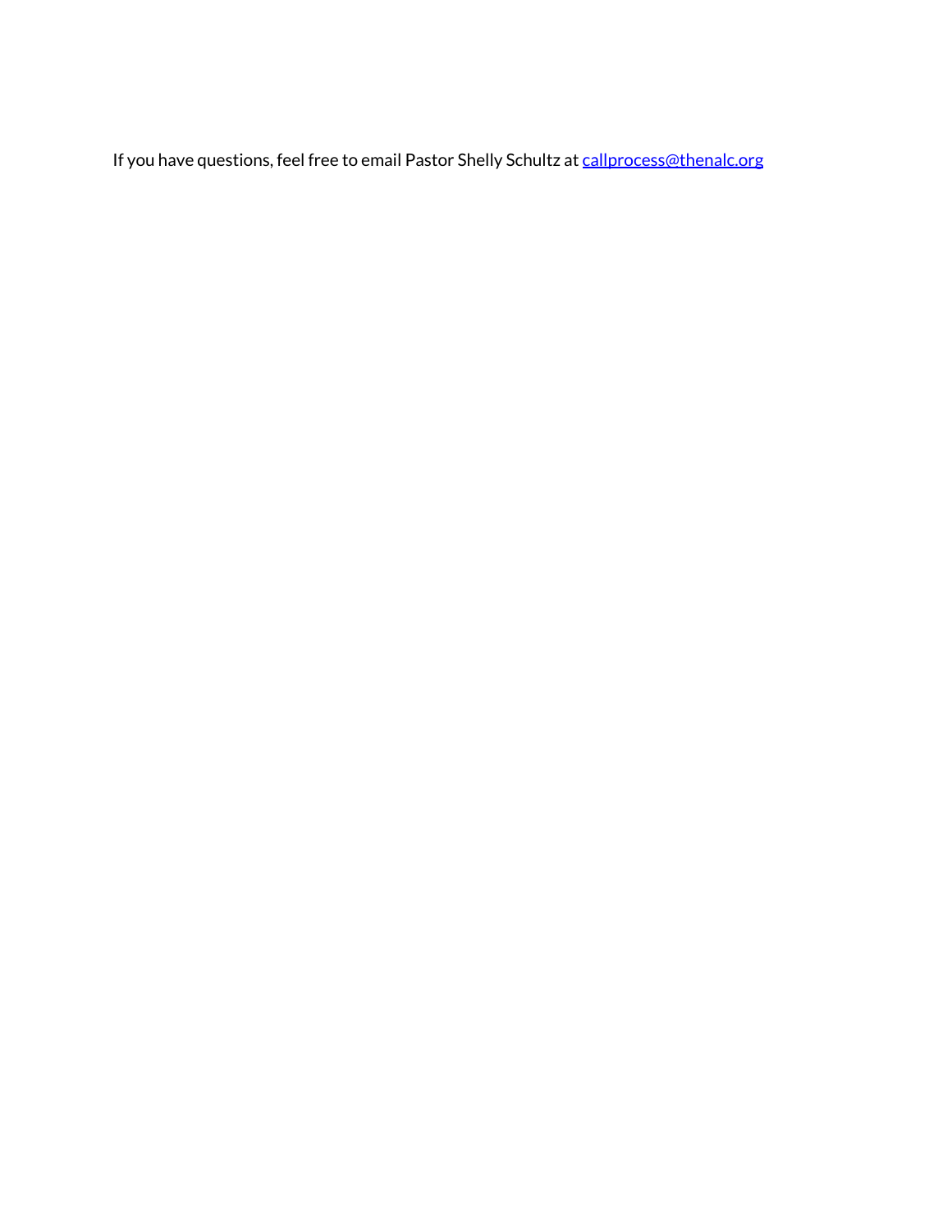If you have questions, feel free to email Pastor Shelly Schultz at [callprocess@thenalc.org](mailto:callprocess@thenalc.org)